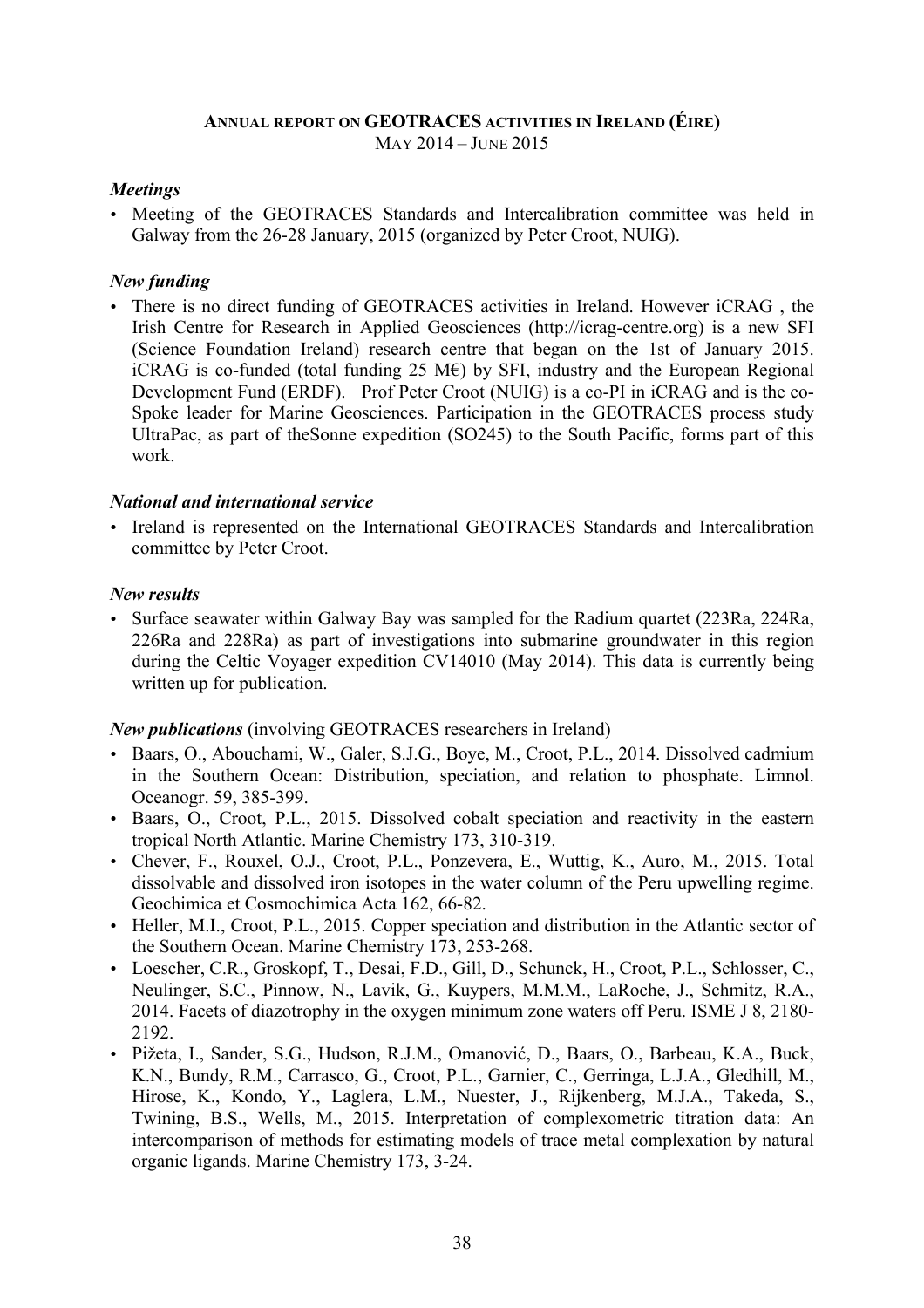# ANNUAL REPORT ON GEOTRACES ACTIVITIES IN IRELAND (ÉIRE)

MAY 2014 – JUNE 2015

### *Meetings*

- Meeting of the GEOTRACES Standards and Intercalibration committee was held in Galway from the 26-28 January, 2015 (organized by Peter Croot, NUIG).

### *New funding*

- There is no direct funding of GEOTRACES activities in Ireland. However iCRAG , the Irish Centre for Research in Applied Geosciences (http://icrag-centre.org) is a new SFI (Science Foundation Ireland) research centre that began on the 1st of January 2015. iCRAG is co-funded (total funding 25 M€) by SFI, industry and the European Regional Development Fund (ERDF). Prof Peter Croot (NUIG) is a co-PI in iCRAG and is the co-Spoke leader for Marine Geosciences. Participation in the GEOTRACES process study UltraPac, as part of theSonne expedition (SO245) to the South Pacific, forms part of this work.

### *National and international service*

- Ireland is represented on the International GEOTRACES Standards and Intercalibration committee by Peter Croot.

### *New results*

- Surface seawater within Galway Bay was sampled for the Radium quartet (223Ra, 224Ra, 226Ra and 228Ra) as part of investigations into submarine groundwater in this region during the Celtic Voyager expedition CV14010 (May 2014). This data is currently being written up for publication.

### *New publications* (involving GEOTRACES researchers in Ireland)

- Baars, O., Abouchami, W., Galer, S.J.G., Boye, M., Croot, P.L., 2014. Dissolved cadmium in the Southern Ocean: Distribution, speciation, and relation to phosphate. Limnol. Oceanogr. 59, 385-399.
- Baars, O., Croot, P.L., 2015. Dissolved cobalt speciation and reactivity in the eastern tropical North Atlantic. Marine Chemistry 173, 310-319.
- Chever, F., Rouxel, O.J., Croot, P.L., Ponzevera, E., Wuttig, K., Auro, M., 2015. Total dissolvable and dissolved iron isotopes in the water column of the Peru upwelling regime. Geochimica et Cosmochimica Acta 162, 66-82.
- Heller, M.I., Croot, P.L., 2015. Copper speciation and distribution in the Atlantic sector of the Southern Ocean. Marine Chemistry 173, 253-268.
- Loescher, C.R., Groskopf, T., Desai, F.D., Gill, D., Schunck, H., Croot, P.L., Schlosser, C., Neulinger, S.C., Pinnow, N., Lavik, G., Kuypers, M.M.M., LaRoche, J., Schmitz, R.A., 2014. Facets of diazotrophy in the oxygen minimum zone waters off Peru. ISME J 8, 2180-2192.
- Pižeta, I., Sander, S.G., Hudson, R.J.M., Omanović, D., Baars, O., Barbeau, K.A., Buck, K.N., Bundy, R.M., Carrasco, G., Croot, P.L., Garnier, C., Gerringa, L.J.A., Gledhill, M., Hirose, K., Kondo, Y., Laglera, L.M., Nuester, J., Rijkenberg, M.J.A., Takeda, S., Twining, B.S., Wells, M., 2015. Interpretation of complexometric titration data: An intercomparison of methods for estimating models of trace metal complexation by natural organic ligands. Marine Chemistry 173, 3-24.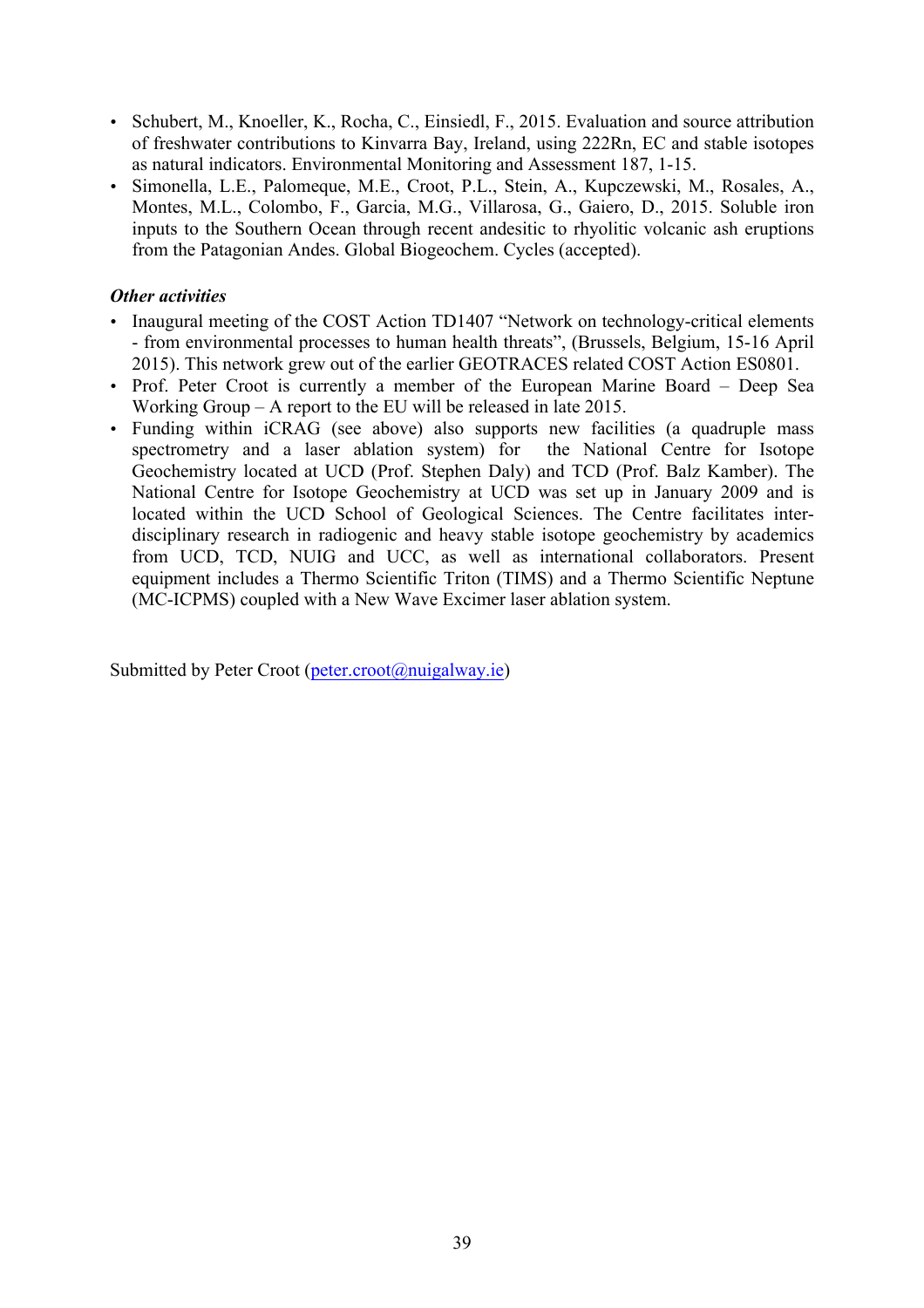- Schubert, M., Knoeller, K., Rocha, C., Einsiedl, F., 2015. Evaluation and source attribution of freshwater contributions to Kinvarra Bay, Ireland, using 222Rn, EC and stable isotopes as natural indicators. Environmental Monitoring and Assessment 187, 1-15.
- Simonella, L.E., Palomeque, M.E., Croot, P.L., Stein, A., Kupczewski, M., Rosales, A., Montes, M.L., Colombo, F., Garcia, M.G., Villarosa, G., Gaiero, D., 2015. Soluble iron inputs to the Southern Ocean through recent andesitic to rhyolitic volcanic ash eruptions from the Patagonian Andes. Global Biogeochem. Cycles (accepted).

***Other activities***

- Inaugural meeting of the COST Action TD1407 "Network on technology-critical elements - from environmental processes to human health threats", (Brussels, Belgium, 15-16 April 2015). This network grew out of the earlier GEOTRACES related COST Action ES0801.
- Prof. Peter Croot is currently a member of the European Marine Board – Deep Sea Working Group – A report to the EU will be released in late 2015.
- Funding within iCRAG (see above) also supports new facilities (a quadruple mass spectrometry and a laser ablation system) for the National Centre for Isotope Geochemistry located at UCD (Prof. Stephen Daly) and TCD (Prof. Balz Kamber). The National Centre for Isotope Geochemistry at UCD was set up in January 2009 and is located within the UCD School of Geological Sciences. The Centre facilitates inter-disciplinary research in radiogenic and heavy stable isotope geochemistry by academics from UCD, TCD, NUIG and UCC, as well as international collaborators. Present equipment includes a Thermo Scientific Triton (TIMS) and a Thermo Scientific Neptune (MC-ICPMS) coupled with a New Wave Excimer laser ablation system.

Submitted by Peter Croot (peter.croot@nuigalway.ie)